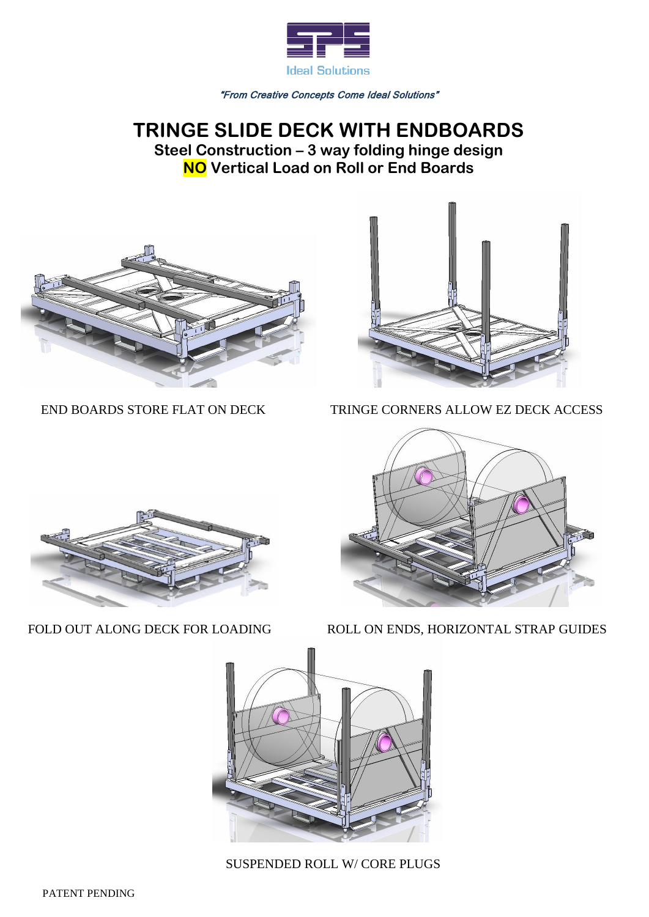Ideal Solutions

*"From Creative Concepts Come Ideal Solutions"*

# TRINGE SLIDE DECK WITH ENDBOARDS

## Steel Construction – 3 way folding hinge design

## NO Vertical Load on Roll or End Boards

END BOARDS STORE FLAT ON DECK

TRINGE CORNERS ALLOW EZ DECK ACCESS

FOLD OUT ALONG DECK FOR LOADING

ROLL ON ENDS, HORIZONTAL STRAP GUIDES

SUSPENDED ROLL W/ CORE PLUGS

PATENT PENDING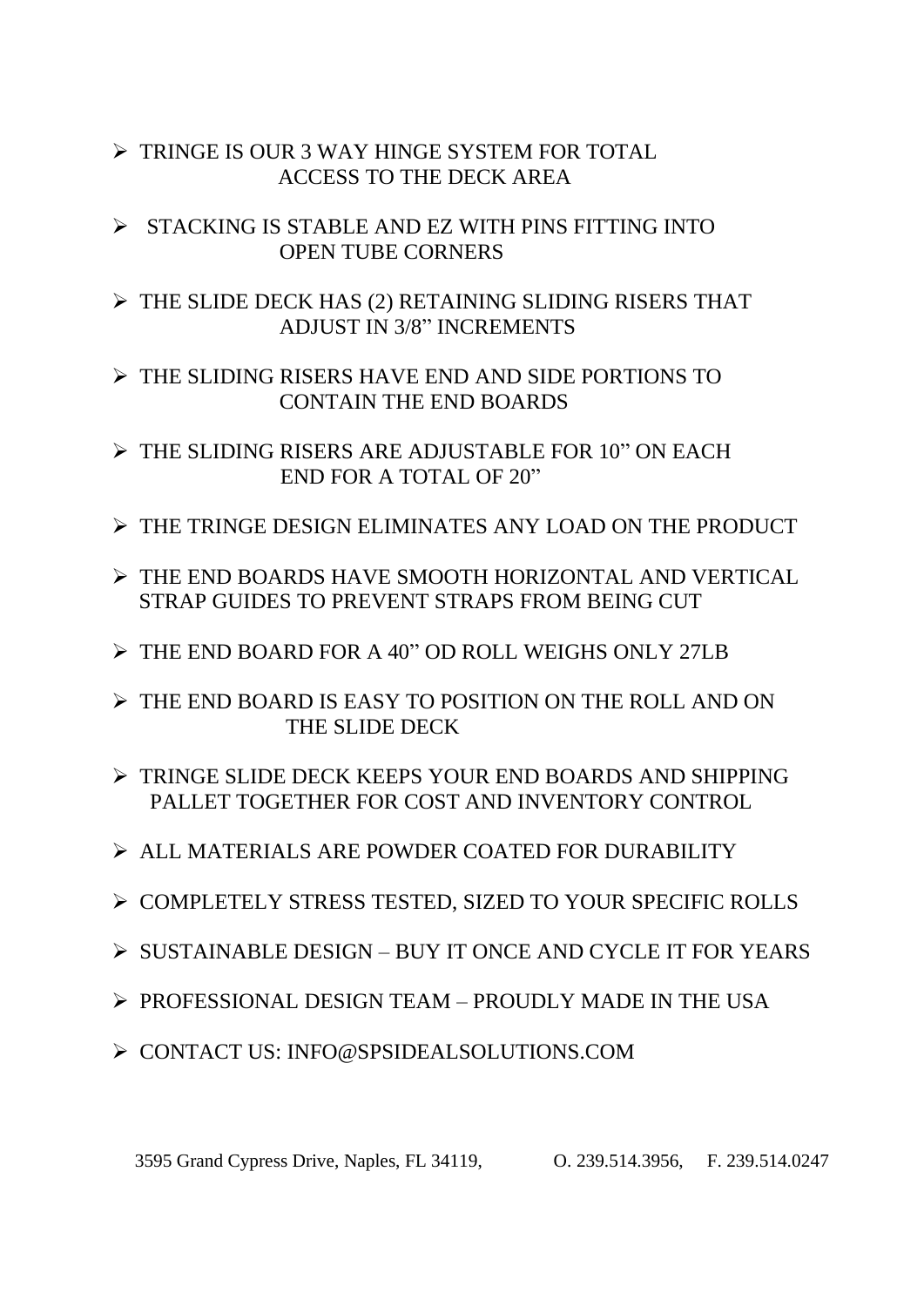- TRINGE IS OUR 3 WAY HINGE SYSTEM FOR TOTAL ACCESS TO THE DECK AREA
- STACKING IS STABLE AND EZ WITH PINS FITTING INTO OPEN TUBE CORNERS
- THE SLIDE DECK HAS (2) RETAINING SLIDING RISERS THAT ADJUST IN 3/8" INCREMENTS
- THE SLIDING RISERS HAVE END AND SIDE PORTIONS TO CONTAIN THE END BOARDS
- THE SLIDING RISERS ARE ADJUSTABLE FOR 10" ON EACH END FOR A TOTAL OF 20"
- THE TRINGE DESIGN ELIMINATES ANY LOAD ON THE PRODUCT
- THE END BOARDS HAVE SMOOTH HORIZONTAL AND VERTICAL STRAP GUIDES TO PREVENT STRAPS FROM BEING CUT
- THE END BOARD FOR A 40" OD ROLL WEIGHS ONLY 27LB
- THE END BOARD IS EASY TO POSITION ON THE ROLL AND ON THE SLIDE DECK
- TRINGE SLIDE DECK KEEPS YOUR END BOARDS AND SHIPPING PALLET TOGETHER FOR COST AND INVENTORY CONTROL
- ALL MATERIALS ARE POWDER COATED FOR DURABILITY
- COMPLETELY STRESS TESTED, SIZED TO YOUR SPECIFIC ROLLS
- SUSTAINABLE DESIGN – BUY IT ONCE AND CYCLE IT FOR YEARS
- PROFESSIONAL DESIGN TEAM – PROUDLY MADE IN THE USA
- CONTACT US: INFO@SPSIDEALSOLUTIONS.COM

3595 Grand Cypress Drive, Naples, FL 34119, O. 239.514.3956, F. 239.514.0247